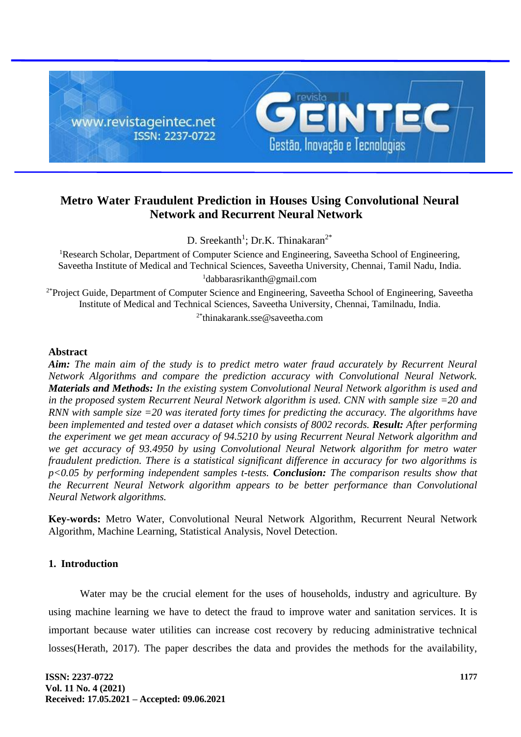# Metro Water Fraudulent Prediction in Houses Using Convolutional Neural Network and Recurrent Neural Network

D. Sreekanth[1]; Dr.K. Thinakaran[2*]

[1]Research Scholar, Department of Computer Science and Engineering, Saveetha School of Engineering, Saveetha Institute of Medical and Technical Sciences, Saveetha University, Chennai, Tamil Nadu, India.
[1]dabbarasrikanth@gmail.com

[2*]Project Guide, Department of Computer Science and Engineering, Saveetha School of Engineering, Saveetha Institute of Medical and Technical Sciences, Saveetha University, Chennai, Tamilnadu, India.
[2*]thinakarank.sse@saveetha.com

## Abstract

***Aim:*** *The main aim of the study is to predict metro water fraud accurately by Recurrent Neural Network Algorithms and compare the prediction accuracy with Convolutional Neural Network.* ***Materials and Methods:*** *In the existing system Convolutional Neural Network algorithm is used and in the proposed system Recurrent Neural Network algorithm is used. CNN with sample size =20 and RNN with sample size =20 was iterated forty times for predicting the accuracy. The algorithms have been implemented and tested over a dataset which consists of 8002 records.* ***Result:*** *After performing the experiment we get mean accuracy of 94.5210 by using Recurrent Neural Network algorithm and we get accuracy of 93.4950 by using Convolutional Neural Network algorithm for metro water fraudulent prediction. There is a statistical significant difference in accuracy for two algorithms is $p<0.05$ by performing independent samples t-tests.* ***Conclusion:*** *The comparison results show that the Recurrent Neural Network algorithm appears to be better performance than Convolutional Neural Network algorithms.*

**Key-words:** Metro Water, Convolutional Neural Network Algorithm, Recurrent Neural Network Algorithm, Machine Learning, Statistical Analysis, Novel Detection.

## 1. Introduction

Water may be the crucial element for the uses of households, industry and agriculture. By using machine learning we have to detect the fraud to improve water and sanitation services. It is important because water utilities can increase cost recovery by reducing administrative technical losses(Herath, 2017). The paper describes the data and provides the methods for the availability,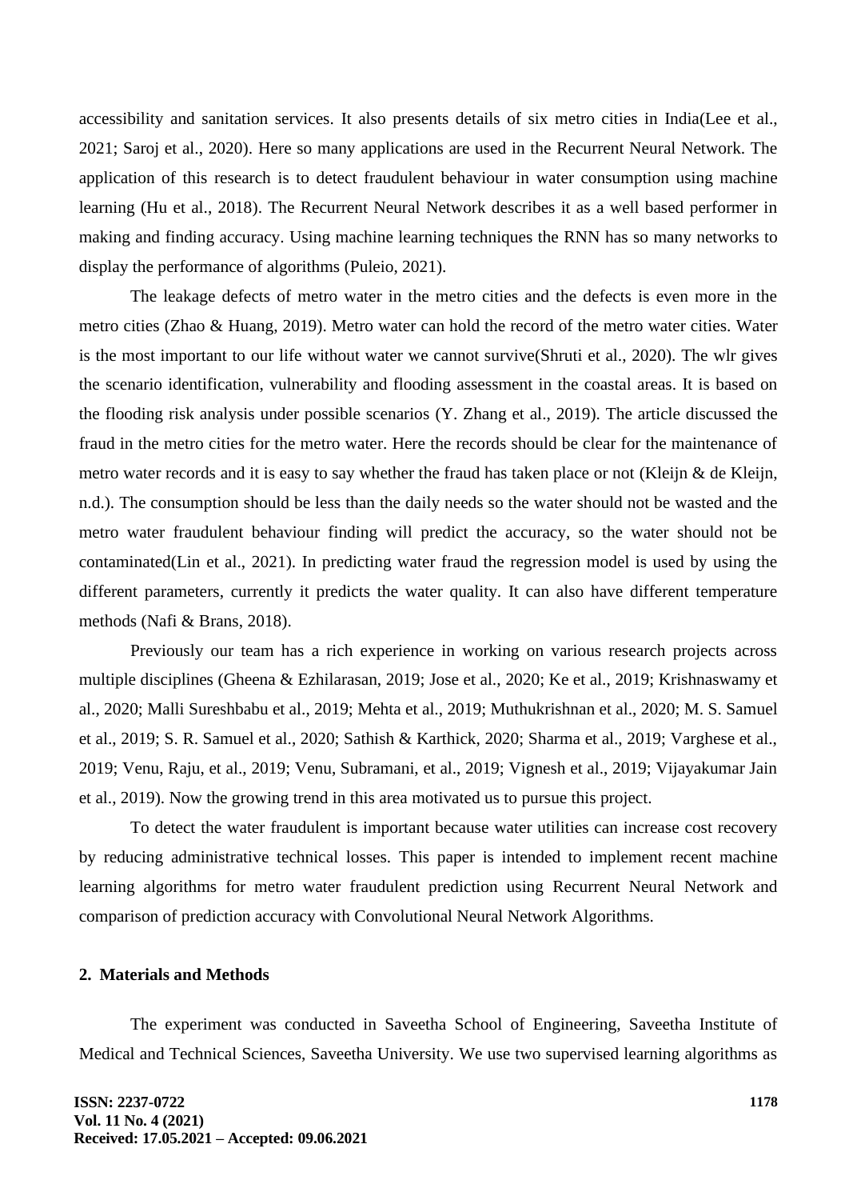accessibility and sanitation services. It also presents details of six metro cities in India(Lee et al., 2021; Saroj et al., 2020). Here so many applications are used in the Recurrent Neural Network. The application of this research is to detect fraudulent behaviour in water consumption using machine learning (Hu et al., 2018). The Recurrent Neural Network describes it as a well based performer in making and finding accuracy. Using machine learning techniques the RNN has so many networks to display the performance of algorithms (Puleio, 2021).

The leakage defects of metro water in the metro cities and the defects is even more in the metro cities (Zhao & Huang, 2019). Metro water can hold the record of the metro water cities. Water is the most important to our life without water we cannot survive(Shruti et al., 2020). The wlr gives the scenario identification, vulnerability and flooding assessment in the coastal areas. It is based on the flooding risk analysis under possible scenarios (Y. Zhang et al., 2019). The article discussed the fraud in the metro cities for the metro water. Here the records should be clear for the maintenance of metro water records and it is easy to say whether the fraud has taken place or not (Kleijn & de Kleijn, n.d.). The consumption should be less than the daily needs so the water should not be wasted and the metro water fraudulent behaviour finding will predict the accuracy, so the water should not be contaminated(Lin et al., 2021). In predicting water fraud the regression model is used by using the different parameters, currently it predicts the water quality. It can also have different temperature methods (Nafi & Brans, 2018).

Previously our team has a rich experience in working on various research projects across multiple disciplines (Gheena & Ezhilarasan, 2019; Jose et al., 2020; Ke et al., 2019; Krishnaswamy et al., 2020; Malli Sureshbabu et al., 2019; Mehta et al., 2019; Muthukrishnan et al., 2020; M. S. Samuel et al., 2019; S. R. Samuel et al., 2020; Sathish & Karthick, 2020; Sharma et al., 2019; Varghese et al., 2019; Venu, Raju, et al., 2019; Venu, Subramani, et al., 2019; Vignesh et al., 2019; Vijayakumar Jain et al., 2019). Now the growing trend in this area motivated us to pursue this project.

To detect the water fraudulent is important because water utilities can increase cost recovery by reducing administrative technical losses. This paper is intended to implement recent machine learning algorithms for metro water fraudulent prediction using Recurrent Neural Network and comparison of prediction accuracy with Convolutional Neural Network Algorithms.

## 2. Materials and Methods

The experiment was conducted in Saveetha School of Engineering, Saveetha Institute of Medical and Technical Sciences, Saveetha University. We use two supervised learning algorithms as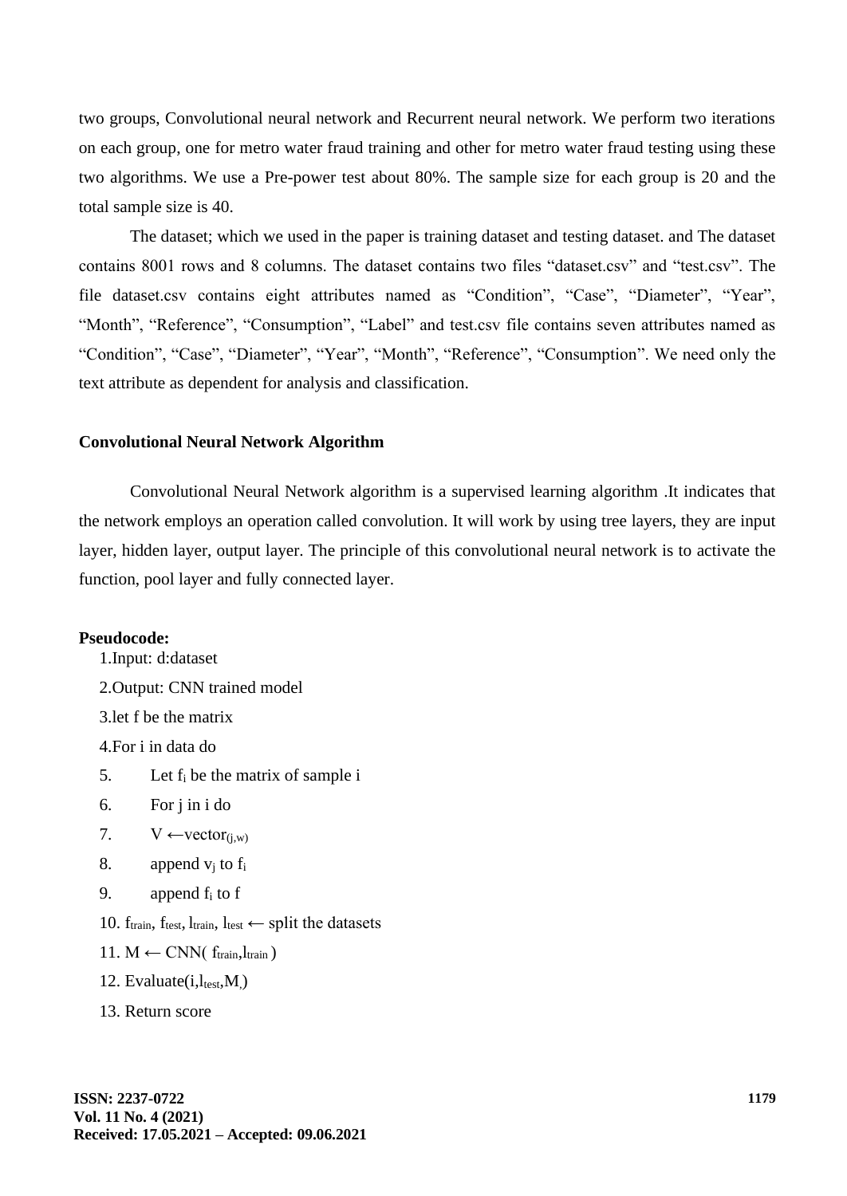two groups, Convolutional neural network and Recurrent neural network. We perform two iterations on each group, one for metro water fraud training and other for metro water fraud testing using these two algorithms. We use a Pre-power test about 80%. The sample size for each group is 20 and the total sample size is 40.

The dataset; which we used in the paper is training dataset and testing dataset. and The dataset contains 8001 rows and 8 columns. The dataset contains two files "dataset.csv" and "test.csv". The file dataset.csv contains eight attributes named as "Condition", "Case", "Diameter", "Year", "Month", "Reference", "Consumption", "Label" and test.csv file contains seven attributes named as "Condition", "Case", "Diameter", "Year", "Month", "Reference", "Consumption". We need only the text attribute as dependent for analysis and classification.

### Convolutional Neural Network Algorithm

Convolutional Neural Network algorithm is a supervised learning algorithm .It indicates that the network employs an operation called convolution. It will work by using tree layers, they are input layer, hidden layer, output layer. The principle of this convolutional neural network is to activate the function, pool layer and fully connected layer.

**Pseudocode:**

1.Input: d:dataset

2.Output: CNN trained model

3.let f be the matrix

4.For i in data do

5. Let $f_i$ be the matrix of sample i

6. For j in i do

7. $V \leftarrow vector_{(j,w)}$

8. append $v_j$ to $f_i$

9. append $f_i$ to f

10. $f_{train}$, $f_{test}$, $l_{train}$, $l_{test}$ $\leftarrow$ split the datasets

11. $M \leftarrow CNN( f_{train}, l_{train} )$

12. Evaluate(i,$l_{test}$,M)

13. Return score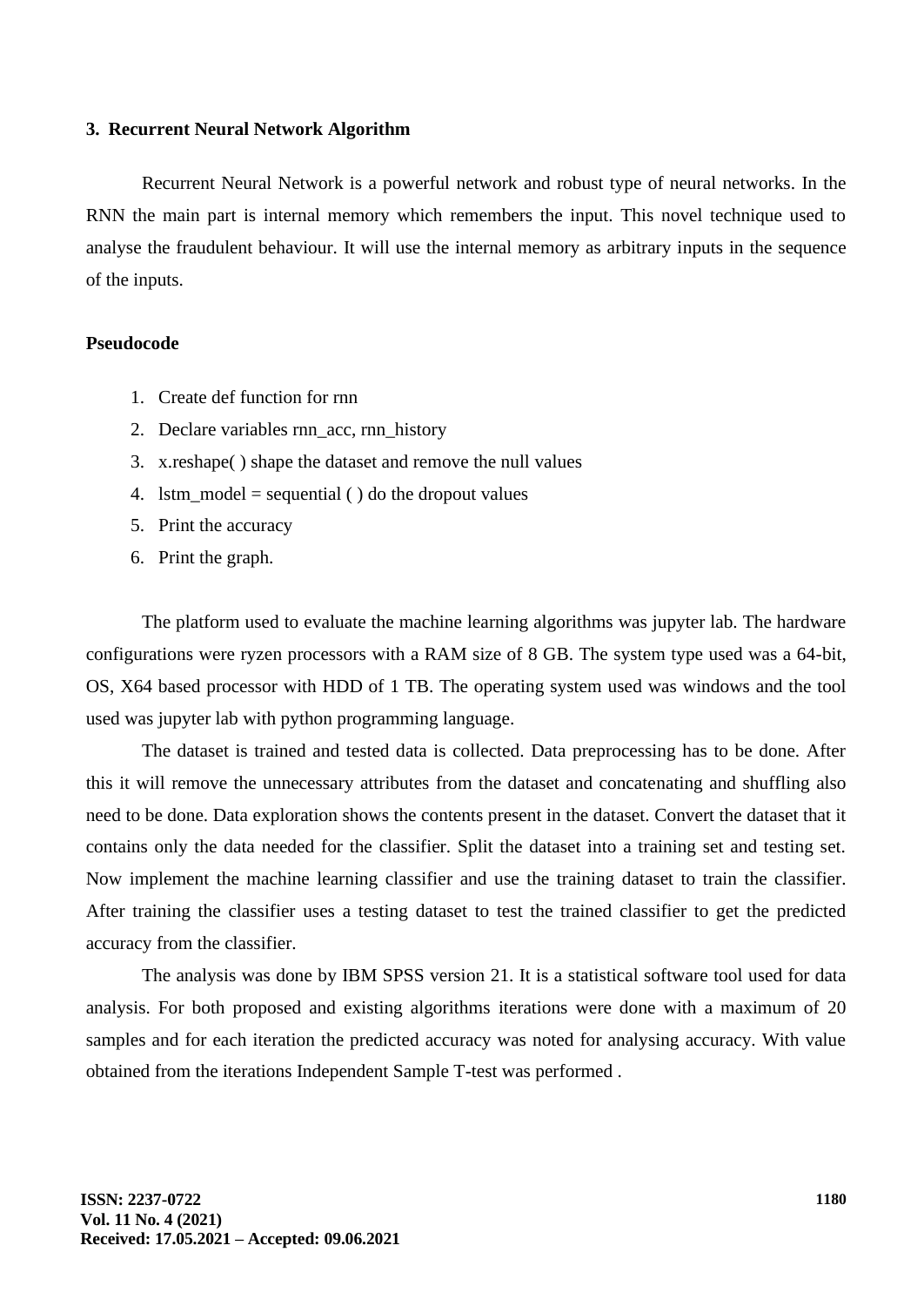### 3. Recurrent Neural Network Algorithm

Recurrent Neural Network is a powerful network and robust type of neural networks. In the RNN the main part is internal memory which remembers the input. This novel technique used to analyse the fraudulent behaviour. It will use the internal memory as arbitrary inputs in the sequence of the inputs.

**Pseudocode**

1. Create def function for rnn
2. Declare variables rnn_acc, rnn_history
3. x.reshape( ) shape the dataset and remove the null values
4. lstm_model = sequential ( ) do the dropout values
5. Print the accuracy
6. Print the graph.

The platform used to evaluate the machine learning algorithms was jupyter lab. The hardware configurations were ryzen processors with a RAM size of 8 GB. The system type used was a 64-bit, OS, X64 based processor with HDD of 1 TB. The operating system used was windows and the tool used was jupyter lab with python programming language.

The dataset is trained and tested data is collected. Data preprocessing has to be done. After this it will remove the unnecessary attributes from the dataset and concatenating and shuffling also need to be done. Data exploration shows the contents present in the dataset. Convert the dataset that it contains only the data needed for the classifier. Split the dataset into a training set and testing set. Now implement the machine learning classifier and use the training dataset to train the classifier. After training the classifier uses a testing dataset to test the trained classifier to get the predicted accuracy from the classifier.

The analysis was done by IBM SPSS version 21. It is a statistical software tool used for data analysis. For both proposed and existing algorithms iterations were done with a maximum of 20 samples and for each iteration the predicted accuracy was noted for analysing accuracy. With value obtained from the iterations Independent Sample T-test was performed .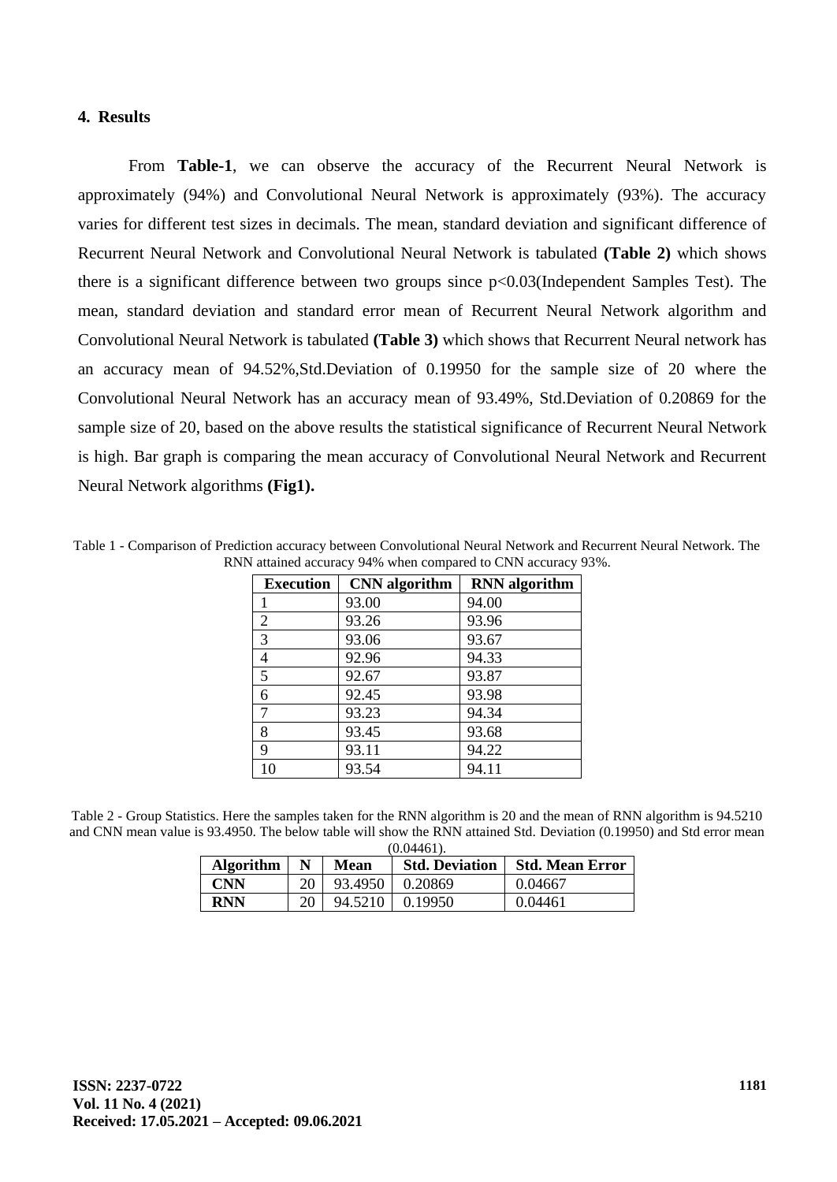## 4. Results

From **Table-1**, we can observe the accuracy of the Recurrent Neural Network is approximately (94%) and Convolutional Neural Network is approximately (93%). The accuracy varies for different test sizes in decimals. The mean, standard deviation and significant difference of Recurrent Neural Network and Convolutional Neural Network is tabulated **(Table 2)** which shows there is a significant difference between two groups since $p<0.03$(Independent Samples Test). The mean, standard deviation and standard error mean of Recurrent Neural Network algorithm and Convolutional Neural Network is tabulated **(Table 3)** which shows that Recurrent Neural network has an accuracy mean of 94.52%,Std.Deviation of 0.19950 for the sample size of 20 where the Convolutional Neural Network has an accuracy mean of 93.49%, Std.Deviation of 0.20869 for the sample size of 20, based on the above results the statistical significance of Recurrent Neural Network is high. Bar graph is comparing the mean accuracy of Convolutional Neural Network and Recurrent Neural Network algorithms **(Fig1).**

Table 1 - Comparison of Prediction accuracy between Convolutional Neural Network and Recurrent Neural Network. The RNN attained accuracy 94% when compared to CNN accuracy 93%.

| Execution | CNN algorithm | RNN algorithm |
|---|---|---|
| 1 | 93.00 | 94.00 |
| 2 | 93.26 | 93.96 |
| 3 | 93.06 | 93.67 |
| 4 | 92.96 | 94.33 |
| 5 | 92.67 | 93.87 |
| 6 | 92.45 | 93.98 |
| 7 | 93.23 | 94.34 |
| 8 | 93.45 | 93.68 |
| 9 | 93.11 | 94.22 |
| 10 | 93.54 | 94.11 |

Table 2 - Group Statistics. Here the samples taken for the RNN algorithm is 20 and the mean of RNN algorithm is 94.5210 and CNN mean value is 93.4950. The below table will show the RNN attained Std. Deviation (0.19950) and Std error mean (0.04461).

| Algorithm | N | Mean | Std. Deviation | Std. Mean Error |
|---|---|---|---|---|
| **CNN** | 20 | 93.4950 | 0.20869 | 0.04667 |
| **RNN** | 20 | 94.5210 | 0.19950 | 0.04461 |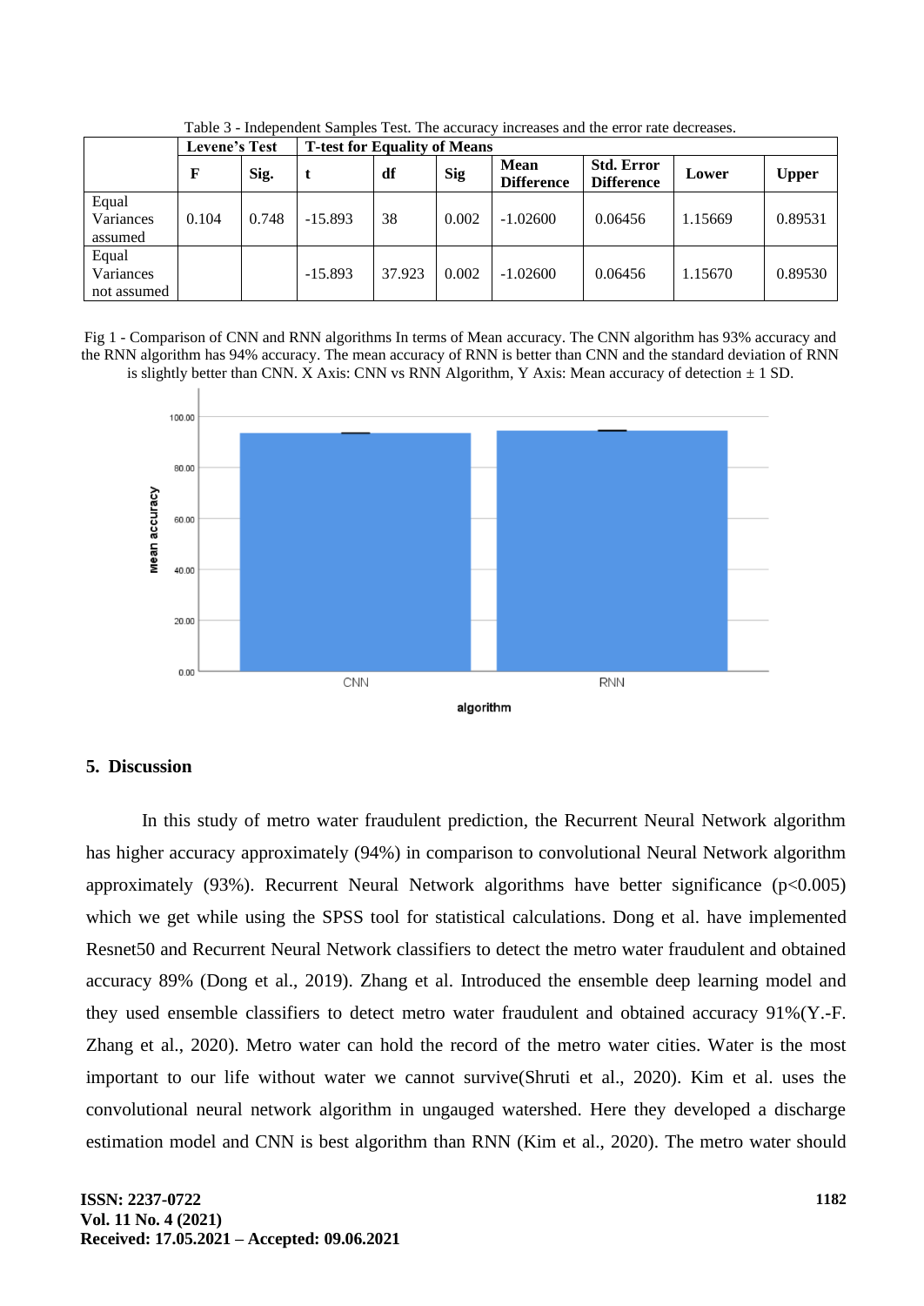Table 3 - Independent Samples Test. The accuracy increases and the error rate decreases.

| | Levene's Test | | T-test for Equality of Means | | | | | | |
|---|---|---|---|---|---|---|---|---|---|
| | F | Sig. | t | df | Sig | Mean Difference | Std. Error Difference | Lower | Upper |
| Equal Variances assumed | 0.104 | 0.748 | -15.893 | 38 | 0.002 | -1.02600 | 0.06456 | 1.15669 | 0.89531 |
| Equal Variances not assumed | | | -15.893 | 37.923 | 0.002 | -1.02600 | 0.06456 | 1.15670 | 0.89530 |

Fig 1 - Comparison of CNN and RNN algorithms In terms of Mean accuracy. The CNN algorithm has 93% accuracy and the RNN algorithm has 94% accuracy. The mean accuracy of RNN is better than CNN and the standard deviation of RNN is slightly better than CNN. X Axis: CNN vs RNN Algorithm, Y Axis: Mean accuracy of detection ± 1 SD.

## 5. Discussion

In this study of metro water fraudulent prediction, the Recurrent Neural Network algorithm has higher accuracy approximately (94%) in comparison to convolutional Neural Network algorithm approximately (93%). Recurrent Neural Network algorithms have better significance ($p<0.005$) which we get while using the SPSS tool for statistical calculations. Dong et al. have implemented Resnet50 and Recurrent Neural Network classifiers to detect the metro water fraudulent and obtained accuracy 89% (Dong et al., 2019). Zhang et al. Introduced the ensemble deep learning model and they used ensemble classifiers to detect metro water fraudulent and obtained accuracy 91%(Y.-F. Zhang et al., 2020). Metro water can hold the record of the metro water cities. Water is the most important to our life without water we cannot survive(Shruti et al., 2020). Kim et al. uses the convolutional neural network algorithm in ungauged watershed. Here they developed a discharge estimation model and CNN is best algorithm than RNN (Kim et al., 2020). The metro water should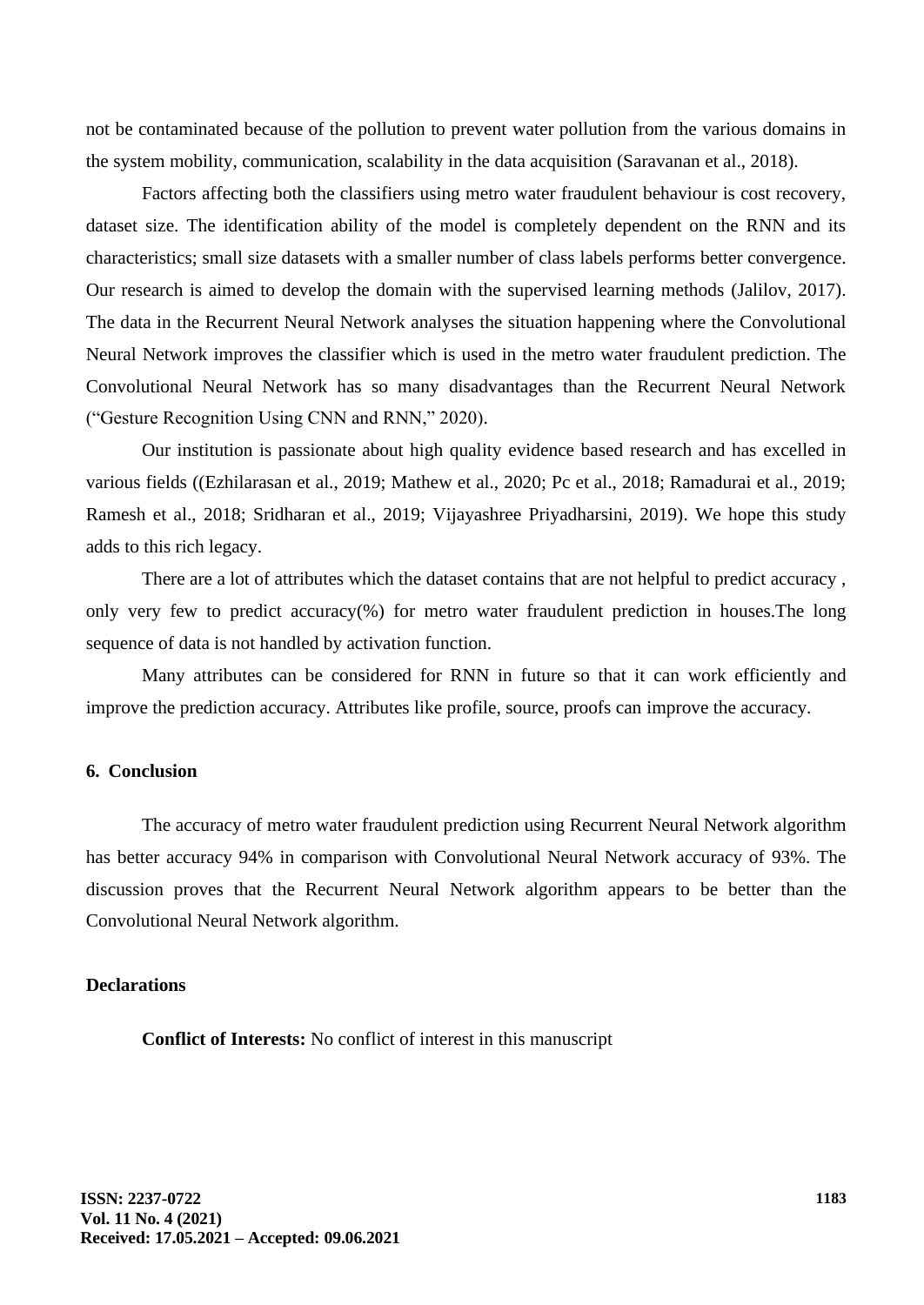not be contaminated because of the pollution to prevent water pollution from the various domains in the system mobility, communication, scalability in the data acquisition (Saravanan et al., 2018).

Factors affecting both the classifiers using metro water fraudulent behaviour is cost recovery, dataset size. The identification ability of the model is completely dependent on the RNN and its characteristics; small size datasets with a smaller number of class labels performs better convergence. Our research is aimed to develop the domain with the supervised learning methods (Jalilov, 2017). The data in the Recurrent Neural Network analyses the situation happening where the Convolutional Neural Network improves the classifier which is used in the metro water fraudulent prediction. The Convolutional Neural Network has so many disadvantages than the Recurrent Neural Network ("Gesture Recognition Using CNN and RNN," 2020).

Our institution is passionate about high quality evidence based research and has excelled in various fields ((Ezhilarasan et al., 2019; Mathew et al., 2020; Pc et al., 2018; Ramadurai et al., 2019; Ramesh et al., 2018; Sridharan et al., 2019; Vijayashree Priyadharsini, 2019). We hope this study adds to this rich legacy.

There are a lot of attributes which the dataset contains that are not helpful to predict accuracy , only very few to predict accuracy(%) for metro water fraudulent prediction in houses.The long sequence of data is not handled by activation function.

Many attributes can be considered for RNN in future so that it can work efficiently and improve the prediction accuracy. Attributes like profile, source, proofs can improve the accuracy.

## 6. Conclusion

The accuracy of metro water fraudulent prediction using Recurrent Neural Network algorithm has better accuracy 94% in comparison with Convolutional Neural Network accuracy of 93%. The discussion proves that the Recurrent Neural Network algorithm appears to be better than the Convolutional Neural Network algorithm.

## Declarations

**Conflict of Interests:** No conflict of interest in this manuscript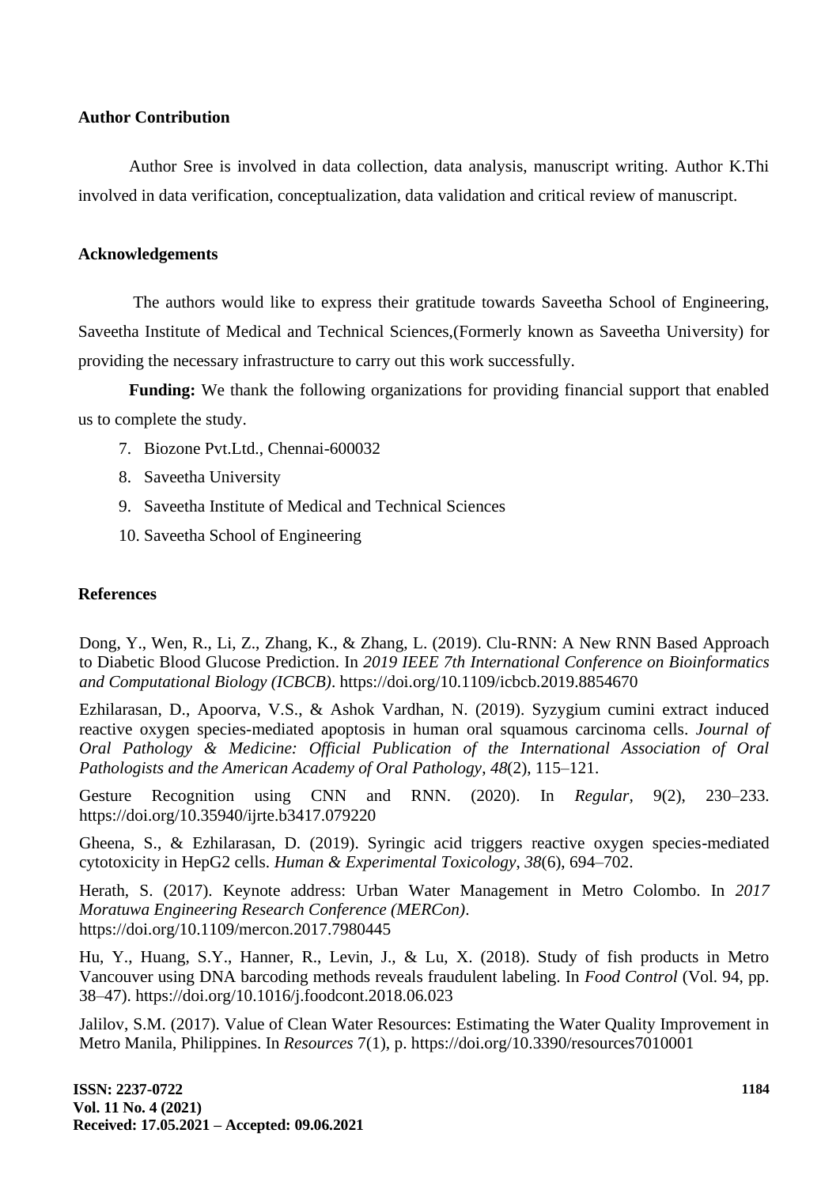**Author Contribution**

Author Sree is involved in data collection, data analysis, manuscript writing. Author K.Thi involved in data verification, conceptualization, data validation and critical review of manuscript.

**Acknowledgements**

The authors would like to express their gratitude towards Saveetha School of Engineering, Saveetha Institute of Medical and Technical Sciences,(Formerly known as Saveetha University) for providing the necessary infrastructure to carry out this work successfully.

**Funding:** We thank the following organizations for providing financial support that enabled us to complete the study.

7. Biozone Pvt.Ltd., Chennai-600032
8. Saveetha University
9. Saveetha Institute of Medical and Technical Sciences
10. Saveetha School of Engineering

**References**

Dong, Y., Wen, R., Li, Z., Zhang, K., & Zhang, L. (2019). Clu-RNN: A New RNN Based Approach to Diabetic Blood Glucose Prediction. In *2019 IEEE 7th International Conference on Bioinformatics and Computational Biology (ICBCB)*. https://doi.org/10.1109/icbcb.2019.8854670

Ezhilarasan, D., Apoorva, V.S., & Ashok Vardhan, N. (2019). Syzygium cumini extract induced reactive oxygen species-mediated apoptosis in human oral squamous carcinoma cells. *Journal of Oral Pathology & Medicine: Official Publication of the International Association of Oral Pathologists and the American Academy of Oral Pathology*, *48*(2), 115–121.

Gesture Recognition using CNN and RNN. (2020). In *Regular*, 9(2), 230–233. https://doi.org/10.35940/ijrte.b3417.079220

Gheena, S., & Ezhilarasan, D. (2019). Syringic acid triggers reactive oxygen species-mediated cytotoxicity in HepG2 cells. *Human & Experimental Toxicology*, *38*(6), 694–702.

Herath, S. (2017). Keynote address: Urban Water Management in Metro Colombo. In *2017 Moratuwa Engineering Research Conference (MERCon)*. https://doi.org/10.1109/mercon.2017.7980445

Hu, Y., Huang, S.Y., Hanner, R., Levin, J., & Lu, X. (2018). Study of fish products in Metro Vancouver using DNA barcoding methods reveals fraudulent labeling. In *Food Control* (Vol. 94, pp. 38–47). https://doi.org/10.1016/j.foodcont.2018.06.023

Jalilov, S.M. (2017). Value of Clean Water Resources: Estimating the Water Quality Improvement in Metro Manila, Philippines. In *Resources* 7(1), p. https://doi.org/10.3390/resources7010001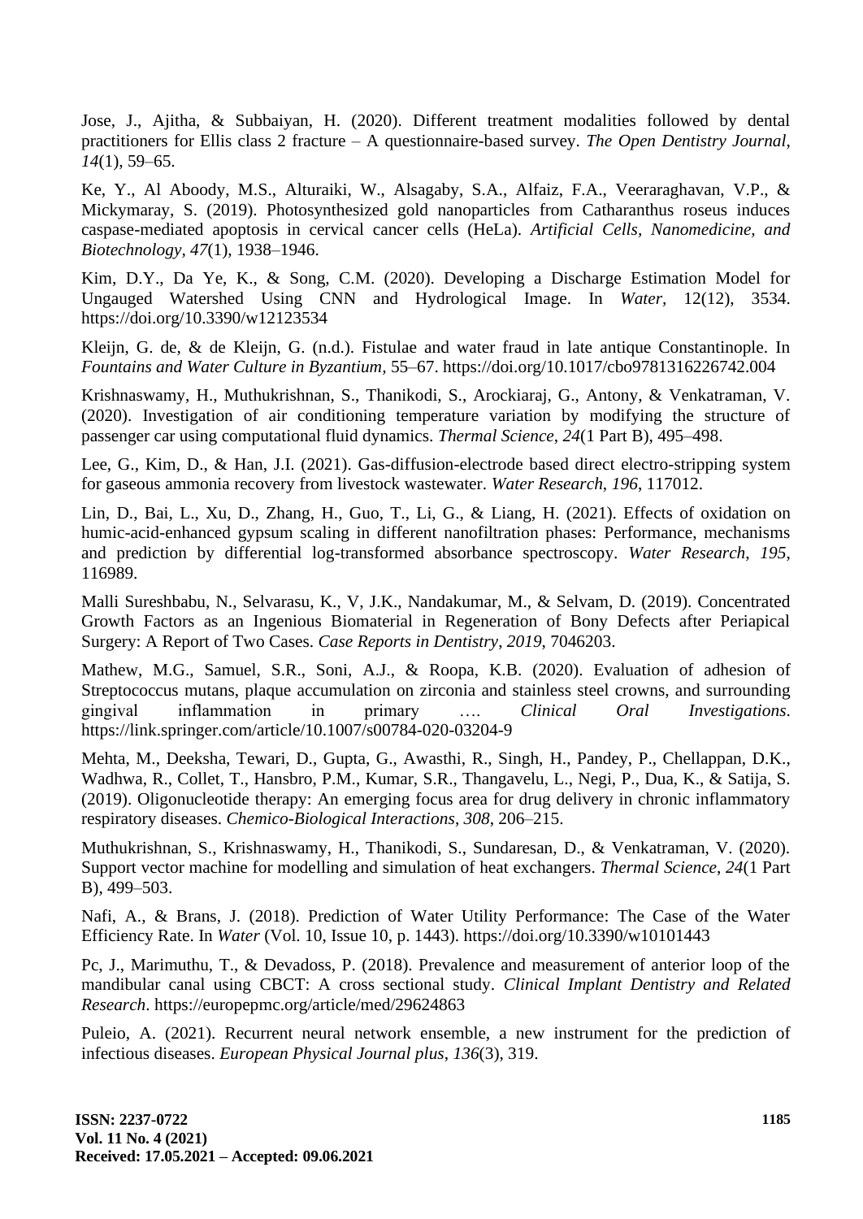Jose, J., Ajitha, & Subbaiyan, H. (2020). Different treatment modalities followed by dental practitioners for Ellis class 2 fracture – A questionnaire-based survey. *The Open Dentistry Journal*, *14*(1), 59–65.

Ke, Y., Al Aboody, M.S., Alturaiki, W., Alsagaby, S.A., Alfaiz, F.A., Veeraraghavan, V.P., & Mickymaray, S. (2019). Photosynthesized gold nanoparticles from Catharanthus roseus induces caspase-mediated apoptosis in cervical cancer cells (HeLa). *Artificial Cells, Nanomedicine, and Biotechnology*, *47*(1), 1938–1946.

Kim, D.Y., Da Ye, K., & Song, C.M. (2020). Developing a Discharge Estimation Model for Ungauged Watershed Using CNN and Hydrological Image. In *Water*, 12(12), 3534. https://doi.org/10.3390/w12123534

Kleijn, G. de, & de Kleijn, G. (n.d.). Fistulae and water fraud in late antique Constantinople. In *Fountains and Water Culture in Byzantium*, 55–67. https://doi.org/10.1017/cbo9781316226742.004

Krishnaswamy, H., Muthukrishnan, S., Thanikodi, S., Arockiaraj, G., Antony, & Venkatraman, V. (2020). Investigation of air conditioning temperature variation by modifying the structure of passenger car using computational fluid dynamics. *Thermal Science*, *24*(1 Part B), 495–498.

Lee, G., Kim, D., & Han, J.I. (2021). Gas-diffusion-electrode based direct electro-stripping system for gaseous ammonia recovery from livestock wastewater. *Water Research*, *196*, 117012.

Lin, D., Bai, L., Xu, D., Zhang, H., Guo, T., Li, G., & Liang, H. (2021). Effects of oxidation on humic-acid-enhanced gypsum scaling in different nanofiltration phases: Performance, mechanisms and prediction by differential log-transformed absorbance spectroscopy. *Water Research*, *195*, 116989.

Malli Sureshbabu, N., Selvarasu, K., V, J.K., Nandakumar, M., & Selvam, D. (2019). Concentrated Growth Factors as an Ingenious Biomaterial in Regeneration of Bony Defects after Periapical Surgery: A Report of Two Cases. *Case Reports in Dentistry*, *2019*, 7046203.

Mathew, M.G., Samuel, S.R., Soni, A.J., & Roopa, K.B. (2020). Evaluation of adhesion of Streptococcus mutans, plaque accumulation on zirconia and stainless steel crowns, and surrounding gingival inflammation in primary …. *Clinical Oral Investigations*. https://link.springer.com/article/10.1007/s00784-020-03204-9

Mehta, M., Deeksha, Tewari, D., Gupta, G., Awasthi, R., Singh, H., Pandey, P., Chellappan, D.K., Wadhwa, R., Collet, T., Hansbro, P.M., Kumar, S.R., Thangavelu, L., Negi, P., Dua, K., & Satija, S. (2019). Oligonucleotide therapy: An emerging focus area for drug delivery in chronic inflammatory respiratory diseases. *Chemico-Biological Interactions*, *308*, 206–215.

Muthukrishnan, S., Krishnaswamy, H., Thanikodi, S., Sundaresan, D., & Venkatraman, V. (2020). Support vector machine for modelling and simulation of heat exchangers. *Thermal Science*, *24*(1 Part B), 499–503.

Nafi, A., & Brans, J. (2018). Prediction of Water Utility Performance: The Case of the Water Efficiency Rate. In *Water* (Vol. 10, Issue 10, p. 1443). https://doi.org/10.3390/w10101443

Pc, J., Marimuthu, T., & Devadoss, P. (2018). Prevalence and measurement of anterior loop of the mandibular canal using CBCT: A cross sectional study. *Clinical Implant Dentistry and Related Research*. https://europepmc.org/article/med/29624863

Puleio, A. (2021). Recurrent neural network ensemble, a new instrument for the prediction of infectious diseases. *European Physical Journal plus*, *136*(3), 319.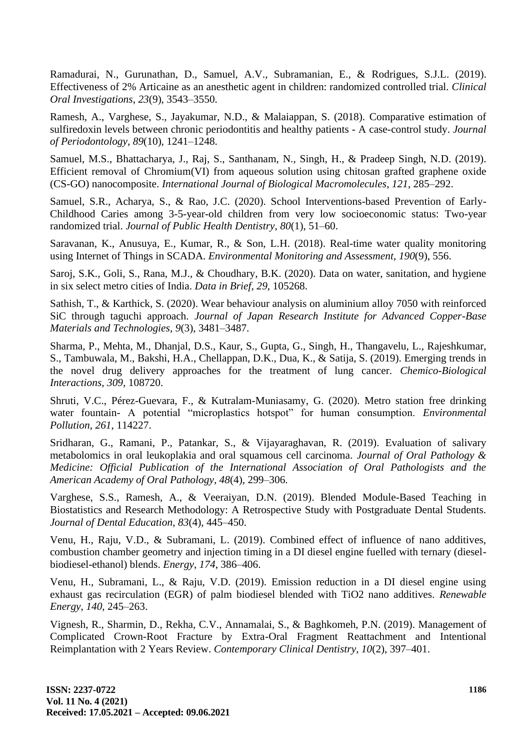Ramadurai, N., Gurunathan, D., Samuel, A.V., Subramanian, E., & Rodrigues, S.J.L. (2019). Effectiveness of 2% Articaine as an anesthetic agent in children: randomized controlled trial. *Clinical Oral Investigations*, *23*(9), 3543–3550.

Ramesh, A., Varghese, S., Jayakumar, N.D., & Malaiappan, S. (2018). Comparative estimation of sulfiredoxin levels between chronic periodontitis and healthy patients - A case-control study. *Journal of Periodontology*, *89*(10), 1241–1248.

Samuel, M.S., Bhattacharya, J., Raj, S., Santhanam, N., Singh, H., & Pradeep Singh, N.D. (2019). Efficient removal of Chromium(VI) from aqueous solution using chitosan grafted graphene oxide (CS-GO) nanocomposite. *International Journal of Biological Macromolecules*, *121*, 285–292.

Samuel, S.R., Acharya, S., & Rao, J.C. (2020). School Interventions-based Prevention of Early-Childhood Caries among 3-5-year-old children from very low socioeconomic status: Two-year randomized trial. *Journal of Public Health Dentistry*, *80*(1), 51–60.

Saravanan, K., Anusuya, E., Kumar, R., & Son, L.H. (2018). Real-time water quality monitoring using Internet of Things in SCADA. *Environmental Monitoring and Assessment*, *190*(9), 556.

Saroj, S.K., Goli, S., Rana, M.J., & Choudhary, B.K. (2020). Data on water, sanitation, and hygiene in six select metro cities of India. *Data in Brief*, *29*, 105268.

Sathish, T., & Karthick, S. (2020). Wear behaviour analysis on aluminium alloy 7050 with reinforced SiC through taguchi approach. *Journal of Japan Research Institute for Advanced Copper-Base Materials and Technologies*, *9*(3), 3481–3487.

Sharma, P., Mehta, M., Dhanjal, D.S., Kaur, S., Gupta, G., Singh, H., Thangavelu, L., Rajeshkumar, S., Tambuwala, M., Bakshi, H.A., Chellappan, D.K., Dua, K., & Satija, S. (2019). Emerging trends in the novel drug delivery approaches for the treatment of lung cancer. *Chemico-Biological Interactions*, *309*, 108720.

Shruti, V.C., Pérez-Guevara, F., & Kutralam-Muniasamy, G. (2020). Metro station free drinking water fountain- A potential "microplastics hotspot" for human consumption. *Environmental Pollution*, *261*, 114227.

Sridharan, G., Ramani, P., Patankar, S., & Vijayaraghavan, R. (2019). Evaluation of salivary metabolomics in oral leukoplakia and oral squamous cell carcinoma. *Journal of Oral Pathology & Medicine: Official Publication of the International Association of Oral Pathologists and the American Academy of Oral Pathology*, *48*(4), 299–306.

Varghese, S.S., Ramesh, A., & Veeraiyan, D.N. (2019). Blended Module-Based Teaching in Biostatistics and Research Methodology: A Retrospective Study with Postgraduate Dental Students. *Journal of Dental Education*, *83*(4), 445–450.

Venu, H., Raju, V.D., & Subramani, L. (2019). Combined effect of influence of nano additives, combustion chamber geometry and injection timing in a DI diesel engine fuelled with ternary (diesel-biodiesel-ethanol) blends. *Energy*, *174*, 386–406.

Venu, H., Subramani, L., & Raju, V.D. (2019). Emission reduction in a DI diesel engine using exhaust gas recirculation (EGR) of palm biodiesel blended with $TiO_2$ nano additives. *Renewable Energy*, *140*, 245–263.

Vignesh, R., Sharmin, D., Rekha, C.V., Annamalai, S., & Baghkomeh, P.N. (2019). Management of Complicated Crown-Root Fracture by Extra-Oral Fragment Reattachment and Intentional Reimplantation with 2 Years Review. *Contemporary Clinical Dentistry*, *10*(2), 397–401.

**Received: 17.05.2021 – Accepted: 09.06.2021**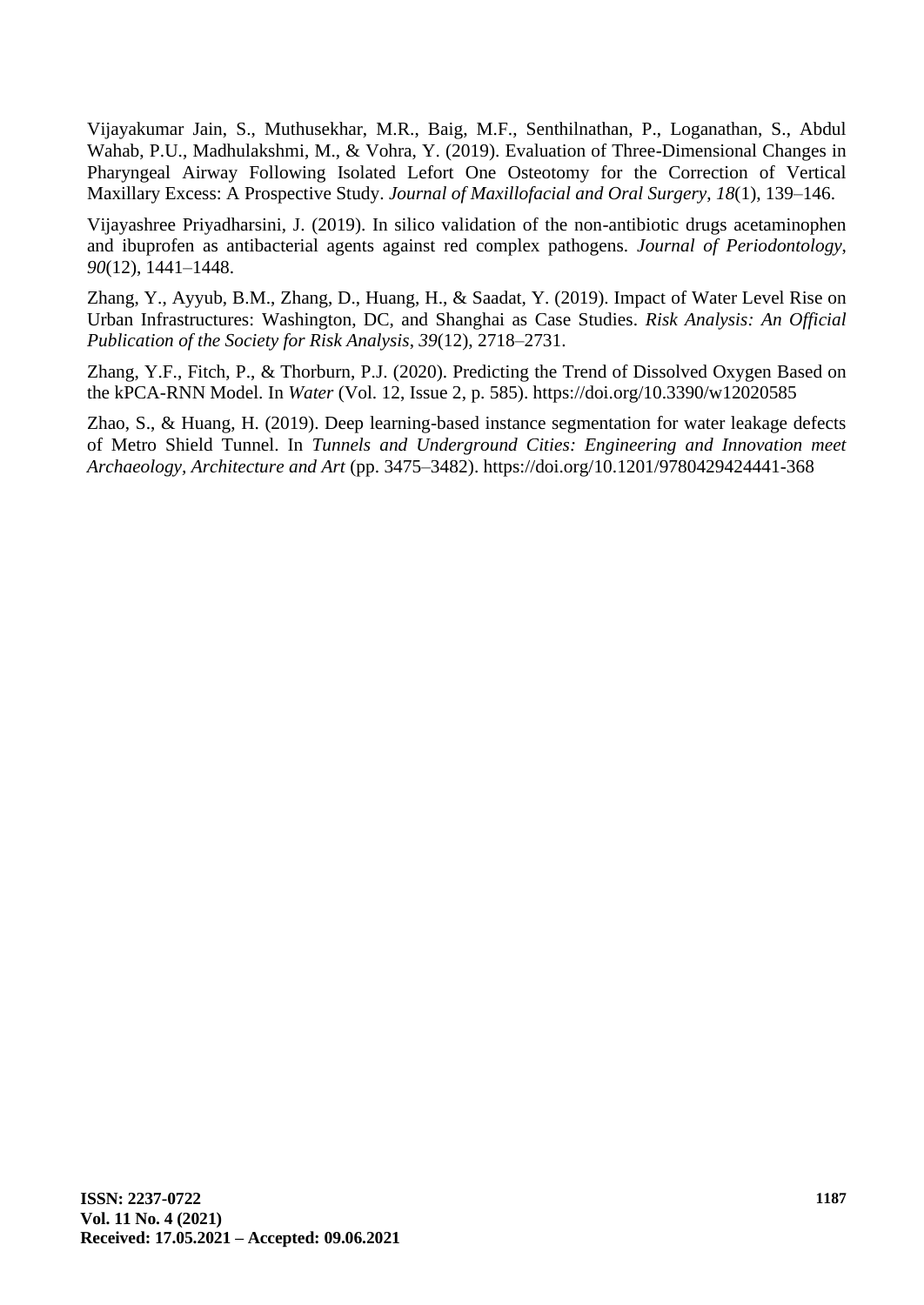Vijayakumar Jain, S., Muthusekhar, M.R., Baig, M.F., Senthilnathan, P., Loganathan, S., Abdul Wahab, P.U., Madhulakshmi, M., & Vohra, Y. (2019). Evaluation of Three-Dimensional Changes in Pharyngeal Airway Following Isolated Lefort One Osteotomy for the Correction of Vertical Maxillary Excess: A Prospective Study. *Journal of Maxillofacial and Oral Surgery*, *18*(1), 139–146.

Vijayashree Priyadharsini, J. (2019). In silico validation of the non-antibiotic drugs acetaminophen and ibuprofen as antibacterial agents against red complex pathogens. *Journal of Periodontology*, *90*(12), 1441–1448.

Zhang, Y., Ayyub, B.M., Zhang, D., Huang, H., & Saadat, Y. (2019). Impact of Water Level Rise on Urban Infrastructures: Washington, DC, and Shanghai as Case Studies. *Risk Analysis: An Official Publication of the Society for Risk Analysis*, *39*(12), 2718–2731.

Zhang, Y.F., Fitch, P., & Thorburn, P.J. (2020). Predicting the Trend of Dissolved Oxygen Based on the kPCA-RNN Model. In *Water* (Vol. 12, Issue 2, p. 585). https://doi.org/10.3390/w12020585

Zhao, S., & Huang, H. (2019). Deep learning-based instance segmentation for water leakage defects of Metro Shield Tunnel. In *Tunnels and Underground Cities: Engineering and Innovation meet Archaeology, Architecture and Art* (pp. 3475–3482). https://doi.org/10.1201/9780429424441-368